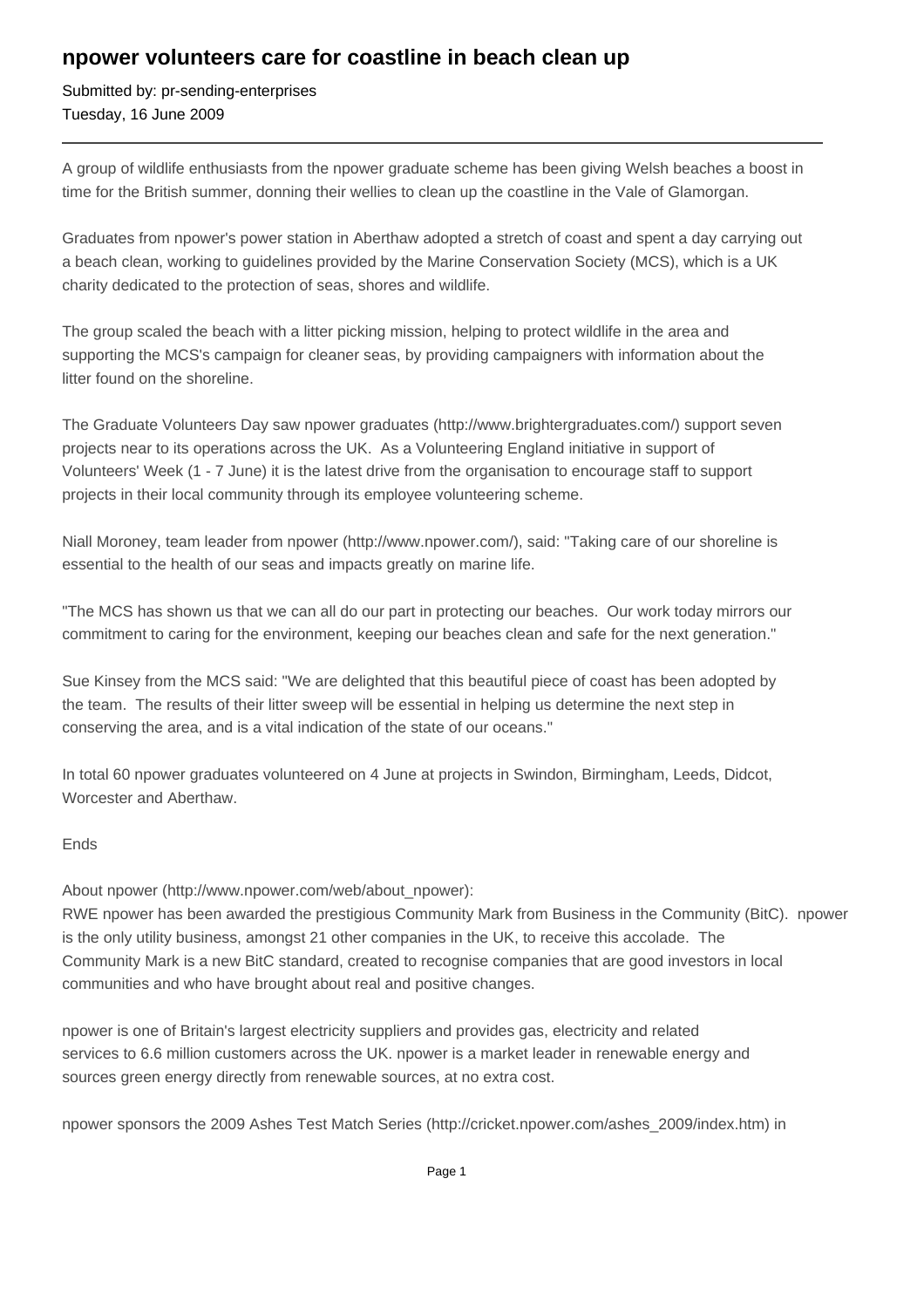# npower volunteers care for coastline in beach clean up

Submitted by: pr-sending-enterprises
Tuesday, 16 June 2009

---

A group of wildlife enthusiasts from the npower graduate scheme has been giving Welsh beaches a boost in time for the British summer, donning their wellies to clean up the coastline in the Vale of Glamorgan.

Graduates from npower's power station in Aberthaw adopted a stretch of coast and spent a day carrying out a beach clean, working to guidelines provided by the Marine Conservation Society (MCS), which is a UK charity dedicated to the protection of seas, shores and wildlife.

The group scaled the beach with a litter picking mission, helping to protect wildlife in the area and supporting the MCS's campaign for cleaner seas, by providing campaigners with information about the litter found on the shoreline.

The Graduate Volunteers Day saw npower graduates (http://www.brightergraduates.com/) support seven projects near to its operations across the UK. As a Volunteering England initiative in support of Volunteers' Week (1 - 7 June) it is the latest drive from the organisation to encourage staff to support projects in their local community through its employee volunteering scheme.

Niall Moroney, team leader from npower (http://www.npower.com/), said: "Taking care of our shoreline is essential to the health of our seas and impacts greatly on marine life.

"The MCS has shown us that we can all do our part in protecting our beaches. Our work today mirrors our commitment to caring for the environment, keeping our beaches clean and safe for the next generation."

Sue Kinsey from the MCS said: "We are delighted that this beautiful piece of coast has been adopted by the team. The results of their litter sweep will be essential in helping us determine the next step in conserving the area, and is a vital indication of the state of our oceans."

In total 60 npower graduates volunteered on 4 June at projects in Swindon, Birmingham, Leeds, Didcot, Worcester and Aberthaw.

Ends

About npower (http://www.npower.com/web/about_npower):
RWE npower has been awarded the prestigious Community Mark from Business in the Community (BitC). npower is the only utility business, amongst 21 other companies in the UK, to receive this accolade. The Community Mark is a new BitC standard, created to recognise companies that are good investors in local communities and who have brought about real and positive changes.

npower is one of Britain's largest electricity suppliers and provides gas, electricity and related services to 6.6 million customers across the UK. npower is a market leader in renewable energy and sources green energy directly from renewable sources, at no extra cost.

npower sponsors the 2009 Ashes Test Match Series (http://cricket.npower.com/ashes_2009/index.htm) in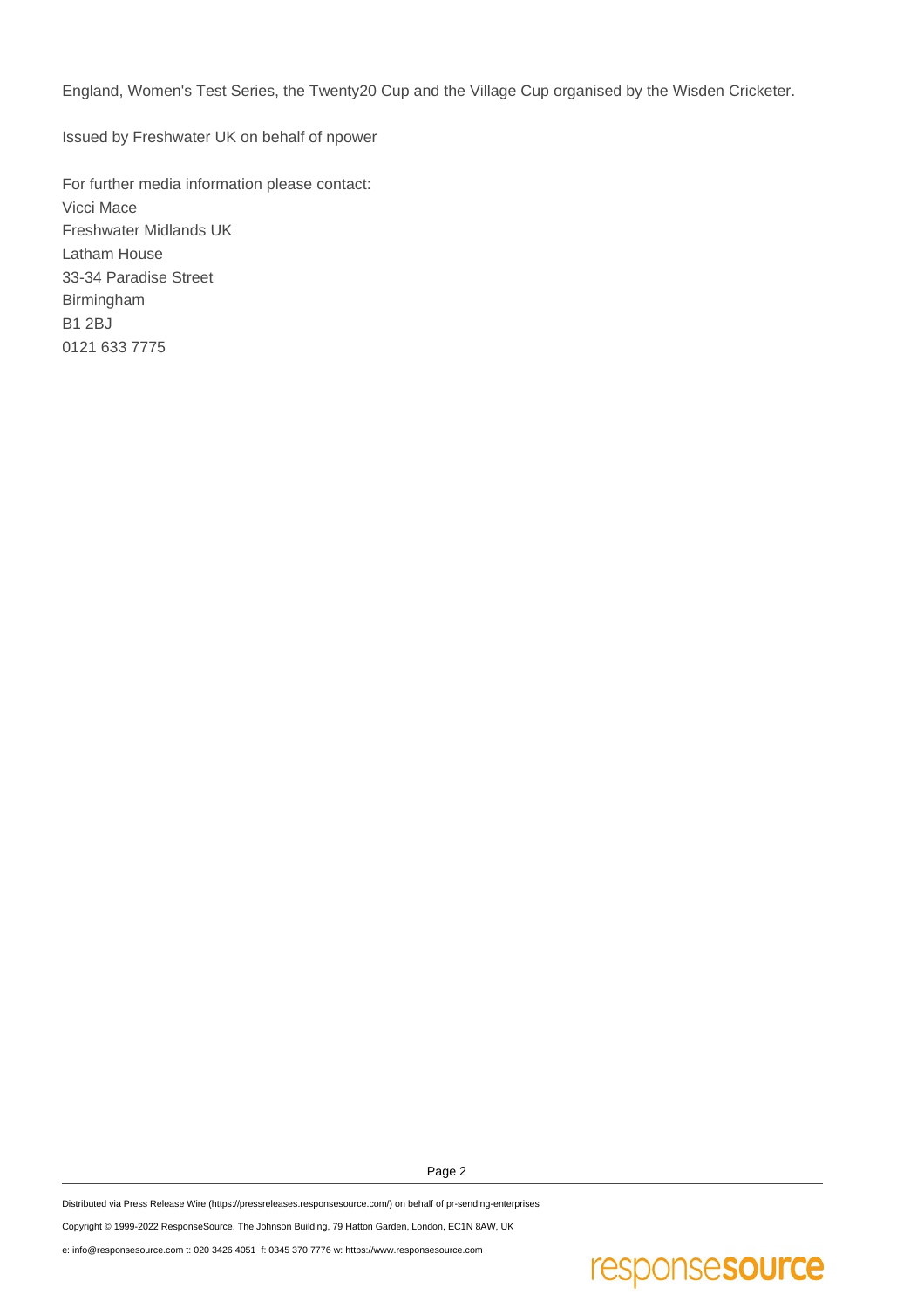England, Women's Test Series, the Twenty20 Cup and the Village Cup organised by the Wisden Cricketer.

Issued by Freshwater UK on behalf of npower

For further media information please contact:  
Vicci Mace  
Freshwater Midlands UK  
Latham House  
33-34 Paradise Street  
Birmingham  
B1 2BJ  
0121 633 7775